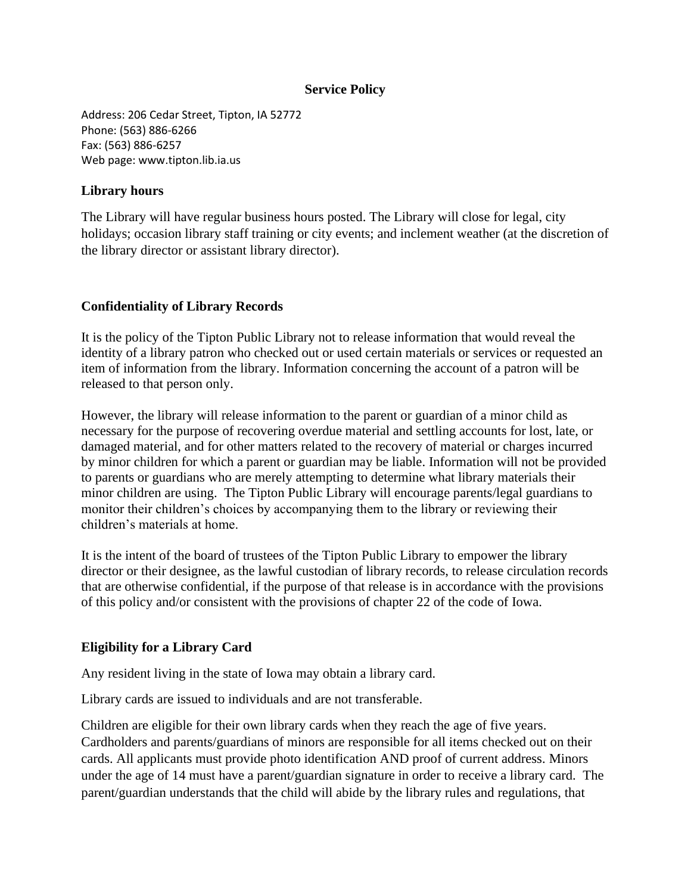# Service Policy

Address: 206 Cedar Street, Tipton, IA 52772
Phone: (563) 886-6266
Fax: (563) 886-6257
Web page: www.tipton.lib.ia.us

## Library hours

The Library will have regular business hours posted. The Library will close for legal, city holidays; occasion library staff training or city events; and inclement weather (at the discretion of the library director or assistant library director).

## Confidentiality of Library Records

It is the policy of the Tipton Public Library not to release information that would reveal the identity of a library patron who checked out or used certain materials or services or requested an item of information from the library. Information concerning the account of a patron will be released to that person only.

However, the library will release information to the parent or guardian of a minor child as necessary for the purpose of recovering overdue material and settling accounts for lost, late, or damaged material, and for other matters related to the recovery of material or charges incurred by minor children for which a parent or guardian may be liable. Information will not be provided to parents or guardians who are merely attempting to determine what library materials their minor children are using. The Tipton Public Library will encourage parents/legal guardians to monitor their children's choices by accompanying them to the library or reviewing their children's materials at home.

It is the intent of the board of trustees of the Tipton Public Library to empower the library director or their designee, as the lawful custodian of library records, to release circulation records that are otherwise confidential, if the purpose of that release is in accordance with the provisions of this policy and/or consistent with the provisions of chapter 22 of the code of Iowa.

## Eligibility for a Library Card

Any resident living in the state of Iowa may obtain a library card.

Library cards are issued to individuals and are not transferable.

Children are eligible for their own library cards when they reach the age of five years. Cardholders and parents/guardians of minors are responsible for all items checked out on their cards. All applicants must provide photo identification AND proof of current address. Minors under the age of 14 must have a parent/guardian signature in order to receive a library card. The parent/guardian understands that the child will abide by the library rules and regulations, that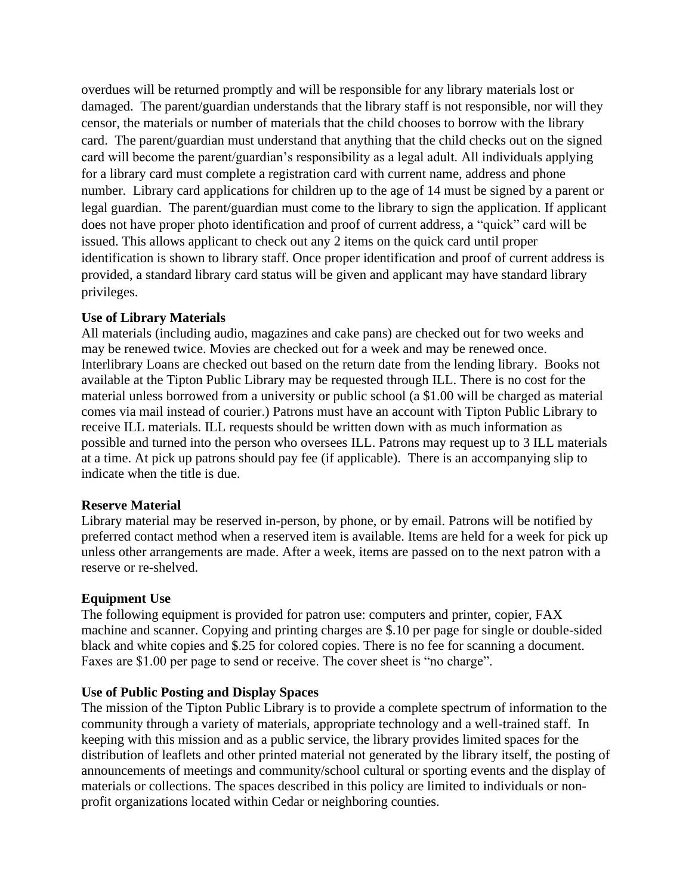overdues will be returned promptly and will be responsible for any library materials lost or damaged. The parent/guardian understands that the library staff is not responsible, nor will they censor, the materials or number of materials that the child chooses to borrow with the library card. The parent/guardian must understand that anything that the child checks out on the signed card will become the parent/guardian's responsibility as a legal adult. All individuals applying for a library card must complete a registration card with current name, address and phone number. Library card applications for children up to the age of 14 must be signed by a parent or legal guardian. The parent/guardian must come to the library to sign the application. If applicant does not have proper photo identification and proof of current address, a "quick" card will be issued. This allows applicant to check out any 2 items on the quick card until proper identification is shown to library staff. Once proper identification and proof of current address is provided, a standard library card status will be given and applicant may have standard library privileges.

**Use of Library Materials**
All materials (including audio, magazines and cake pans) are checked out for two weeks and may be renewed twice. Movies are checked out for a week and may be renewed once. Interlibrary Loans are checked out based on the return date from the lending library. Books not available at the Tipton Public Library may be requested through ILL. There is no cost for the material unless borrowed from a university or public school (a $1.00 will be charged as material comes via mail instead of courier.) Patrons must have an account with Tipton Public Library to receive ILL materials. ILL requests should be written down with as much information as possible and turned into the person who oversees ILL. Patrons may request up to 3 ILL materials at a time. At pick up patrons should pay fee (if applicable). There is an accompanying slip to indicate when the title is due.

**Reserve Material**
Library material may be reserved in-person, by phone, or by email. Patrons will be notified by preferred contact method when a reserved item is available. Items are held for a week for pick up unless other arrangements are made. After a week, items are passed on to the next patron with a reserve or re-shelved.

**Equipment Use**
The following equipment is provided for patron use: computers and printer, copier, FAX machine and scanner. Copying and printing charges are $.10 per page for single or double-sided black and white copies and $.25 for colored copies. There is no fee for scanning a document. Faxes are $1.00 per page to send or receive. The cover sheet is "no charge".

**Use of Public Posting and Display Spaces**
The mission of the Tipton Public Library is to provide a complete spectrum of information to the community through a variety of materials, appropriate technology and a well-trained staff. In keeping with this mission and as a public service, the library provides limited spaces for the distribution of leaflets and other printed material not generated by the library itself, the posting of announcements of meetings and community/school cultural or sporting events and the display of materials or collections. The spaces described in this policy are limited to individuals or non-profit organizations located within Cedar or neighboring counties.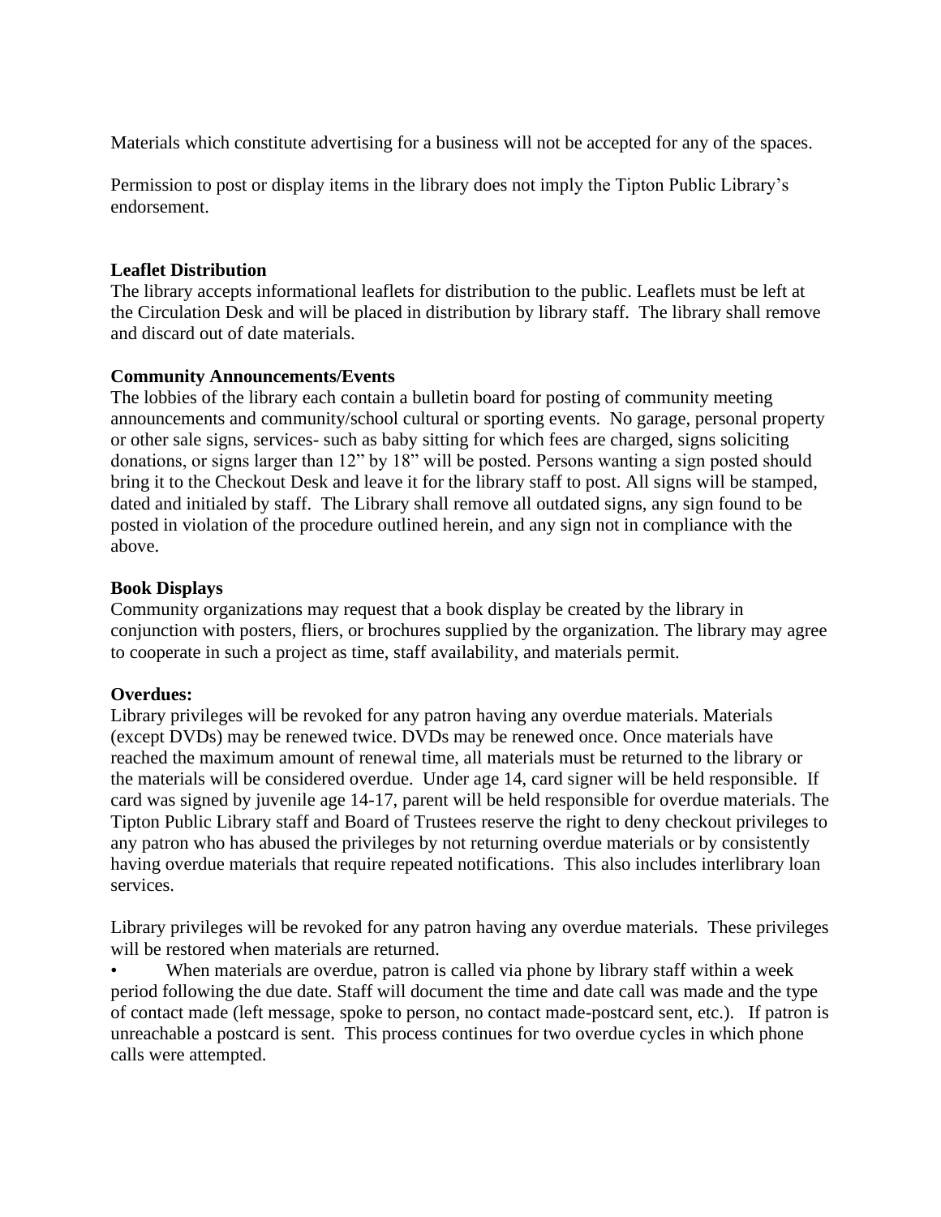Materials which constitute advertising for a business will not be accepted for any of the spaces.

Permission to post or display items in the library does not imply the Tipton Public Library's endorsement.

**Leaflet Distribution**
The library accepts informational leaflets for distribution to the public. Leaflets must be left at the Circulation Desk and will be placed in distribution by library staff. The library shall remove and discard out of date materials.

**Community Announcements/Events**
The lobbies of the library each contain a bulletin board for posting of community meeting announcements and community/school cultural or sporting events. No garage, personal property or other sale signs, services- such as baby sitting for which fees are charged, signs soliciting donations, or signs larger than 12" by 18" will be posted. Persons wanting a sign posted should bring it to the Checkout Desk and leave it for the library staff to post. All signs will be stamped, dated and initialed by staff. The Library shall remove all outdated signs, any sign found to be posted in violation of the procedure outlined herein, and any sign not in compliance with the above.

**Book Displays**
Community organizations may request that a book display be created by the library in conjunction with posters, fliers, or brochures supplied by the organization. The library may agree to cooperate in such a project as time, staff availability, and materials permit.

**Overdues:**
Library privileges will be revoked for any patron having any overdue materials. Materials (except DVDs) may be renewed twice. DVDs may be renewed once. Once materials have reached the maximum amount of renewal time, all materials must be returned to the library or the materials will be considered overdue. Under age 14, card signer will be held responsible. If card was signed by juvenile age 14-17, parent will be held responsible for overdue materials. The Tipton Public Library staff and Board of Trustees reserve the right to deny checkout privileges to any patron who has abused the privileges by not returning overdue materials or by consistently having overdue materials that require repeated notifications. This also includes interlibrary loan services.

Library privileges will be revoked for any patron having any overdue materials. These privileges will be restored when materials are returned.

- When materials are overdue, patron is called via phone by library staff within a week period following the due date. Staff will document the time and date call was made and the type of contact made (left message, spoke to person, no contact made-postcard sent, etc.). If patron is unreachable a postcard is sent. This process continues for two overdue cycles in which phone calls were attempted.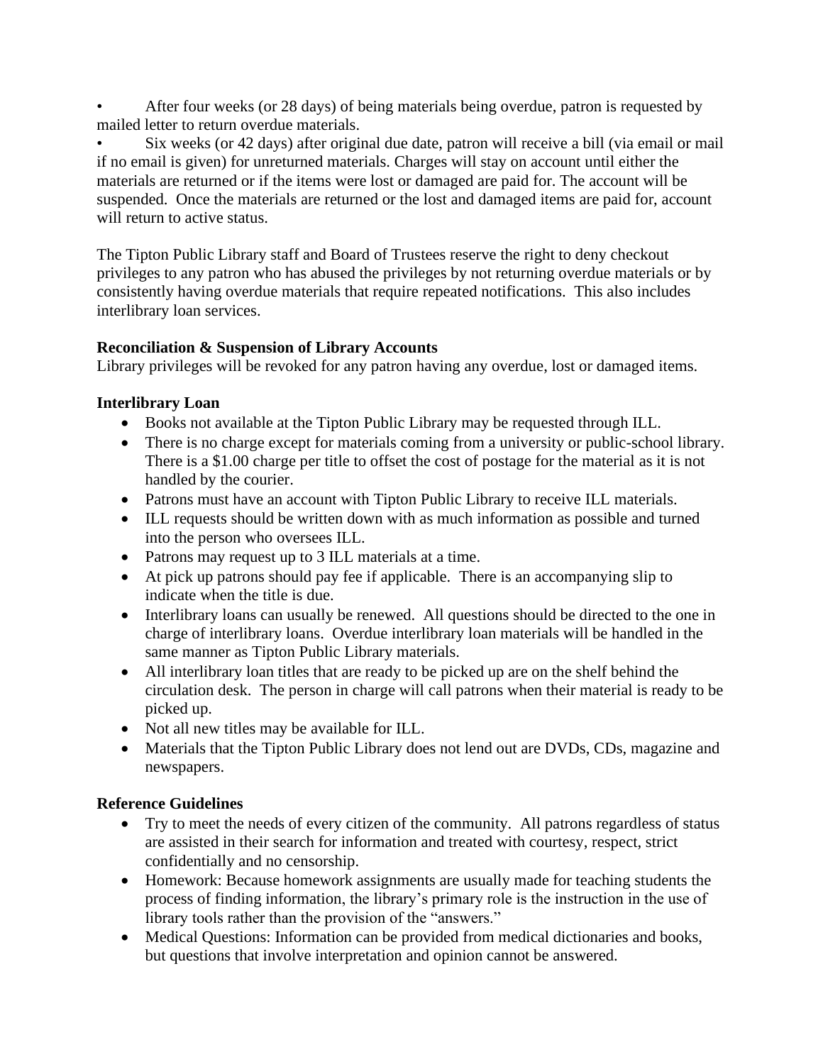- After four weeks (or 28 days) of being materials being overdue, patron is requested by mailed letter to return overdue materials.
- Six weeks (or 42 days) after original due date, patron will receive a bill (via email or mail if no email is given) for unreturned materials. Charges will stay on account until either the materials are returned or if the items were lost or damaged are paid for. The account will be suspended. Once the materials are returned or the lost and damaged items are paid for, account will return to active status.

The Tipton Public Library staff and Board of Trustees reserve the right to deny checkout privileges to any patron who has abused the privileges by not returning overdue materials or by consistently having overdue materials that require repeated notifications. This also includes interlibrary loan services.

**Reconciliation & Suspension of Library Accounts**

Library privileges will be revoked for any patron having any overdue, lost or damaged items.

**Interlibrary Loan**

- Books not available at the Tipton Public Library may be requested through ILL.
- There is no charge except for materials coming from a university or public-school library. There is a $1.00 charge per title to offset the cost of postage for the material as it is not handled by the courier.
- Patrons must have an account with Tipton Public Library to receive ILL materials.
- ILL requests should be written down with as much information as possible and turned into the person who oversees ILL.
- Patrons may request up to 3 ILL materials at a time.
- At pick up patrons should pay fee if applicable. There is an accompanying slip to indicate when the title is due.
- Interlibrary loans can usually be renewed. All questions should be directed to the one in charge of interlibrary loans. Overdue interlibrary loan materials will be handled in the same manner as Tipton Public Library materials.
- All interlibrary loan titles that are ready to be picked up are on the shelf behind the circulation desk. The person in charge will call patrons when their material is ready to be picked up.
- Not all new titles may be available for ILL.
- Materials that the Tipton Public Library does not lend out are DVDs, CDs, magazine and newspapers.

**Reference Guidelines**

- Try to meet the needs of every citizen of the community. All patrons regardless of status are assisted in their search for information and treated with courtesy, respect, strict confidentially and no censorship.
- Homework: Because homework assignments are usually made for teaching students the process of finding information, the library's primary role is the instruction in the use of library tools rather than the provision of the "answers."
- Medical Questions: Information can be provided from medical dictionaries and books, but questions that involve interpretation and opinion cannot be answered.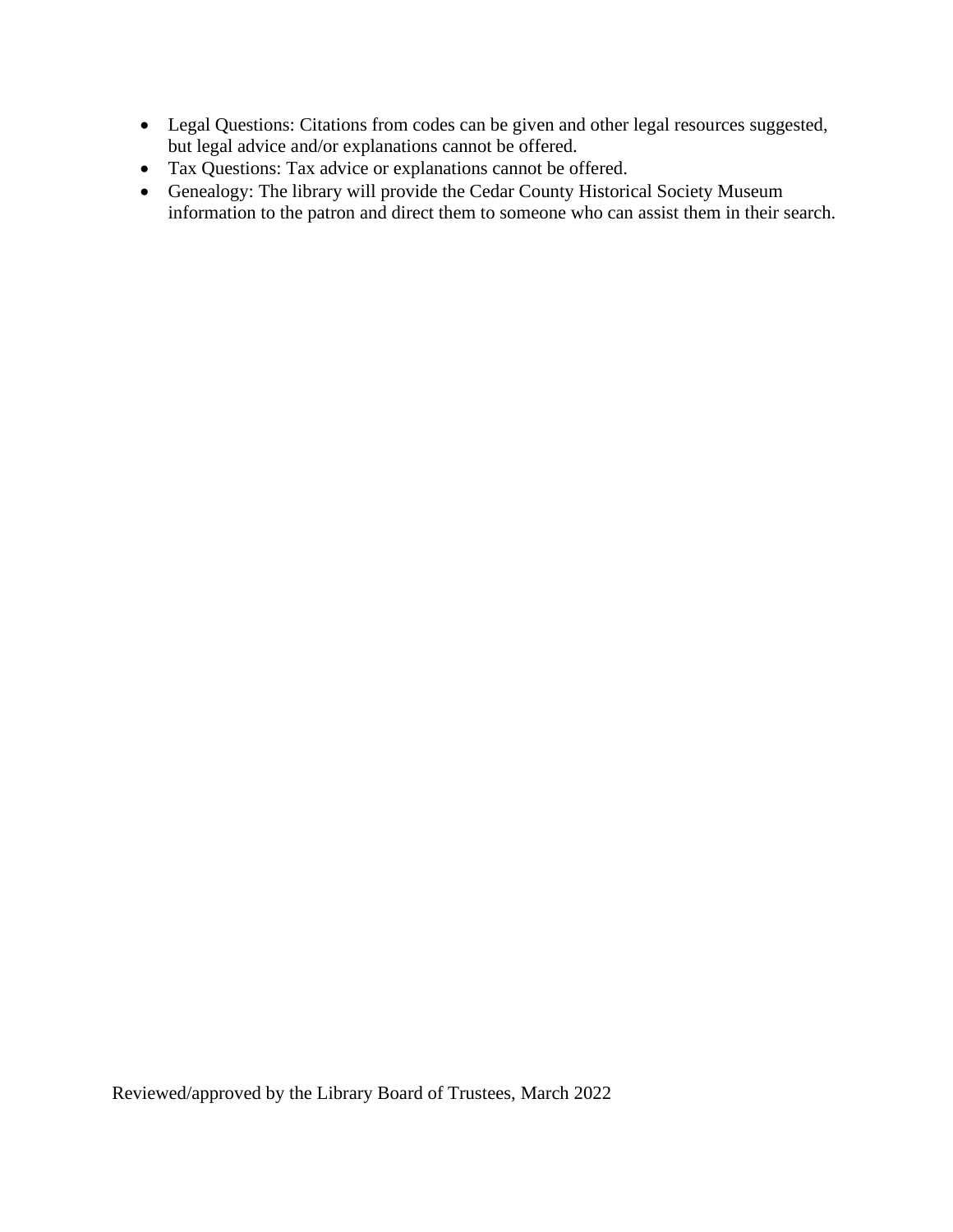- Legal Questions: Citations from codes can be given and other legal resources suggested, but legal advice and/or explanations cannot be offered.
- Tax Questions: Tax advice or explanations cannot be offered.
- Genealogy: The library will provide the Cedar County Historical Society Museum information to the patron and direct them to someone who can assist them in their search.

Reviewed/approved by the Library Board of Trustees, March 2022